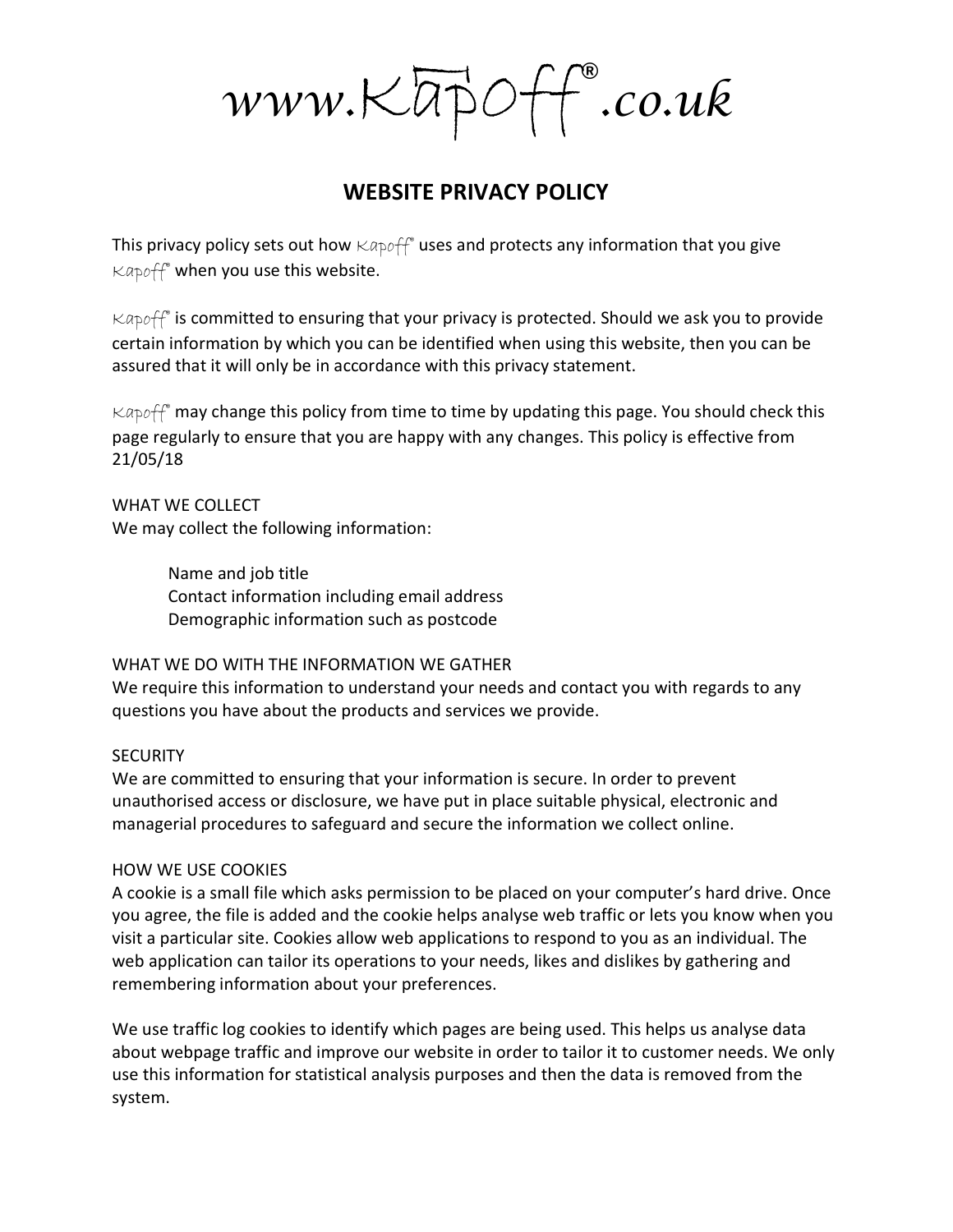www.Kapoff®.co.uk

# WEBSITE PRIVACY POLICY

This privacy policy sets out how Kapoff® uses and protects any information that you give Kapoff® when you use this website.

Kapoff® is committed to ensuring that your privacy is protected. Should we ask you to provide certain information by which you can be identified when using this website, then you can be assured that it will only be in accordance with this privacy statement.

Kapoff® may change this policy from time to time by updating this page. You should check this page regularly to ensure that you are happy with any changes. This policy is effective from 21/05/18

WHAT WE COLLECT
We may collect the following information:

Name and job title
Contact information including email address
Demographic information such as postcode

WHAT WE DO WITH THE INFORMATION WE GATHER
We require this information to understand your needs and contact you with regards to any questions you have about the products and services we provide.

SECURITY
We are committed to ensuring that your information is secure. In order to prevent unauthorised access or disclosure, we have put in place suitable physical, electronic and managerial procedures to safeguard and secure the information we collect online.

HOW WE USE COOKIES
A cookie is a small file which asks permission to be placed on your computer's hard drive. Once you agree, the file is added and the cookie helps analyse web traffic or lets you know when you visit a particular site. Cookies allow web applications to respond to you as an individual. The web application can tailor its operations to your needs, likes and dislikes by gathering and remembering information about your preferences.

We use traffic log cookies to identify which pages are being used. This helps us analyse data about webpage traffic and improve our website in order to tailor it to customer needs. We only use this information for statistical analysis purposes and then the data is removed from the system.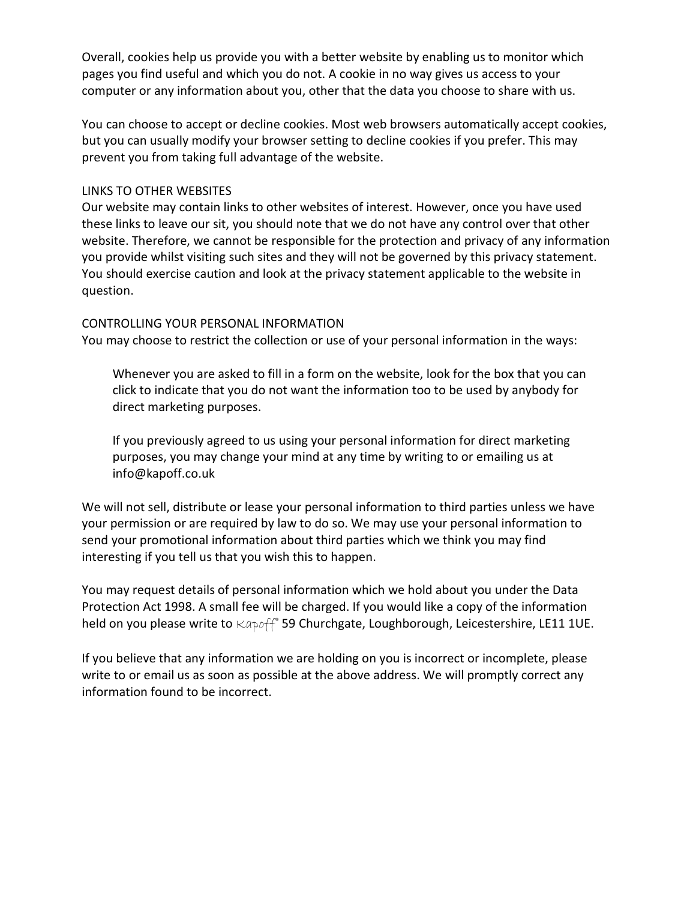Overall, cookies help us provide you with a better website by enabling us to monitor which pages you find useful and which you do not. A cookie in no way gives us access to your computer or any information about you, other that the data you choose to share with us.

You can choose to accept or decline cookies. Most web browsers automatically accept cookies, but you can usually modify your browser setting to decline cookies if you prefer. This may prevent you from taking full advantage of the website.

## LINKS TO OTHER WEBSITES

Our website may contain links to other websites of interest. However, once you have used these links to leave our sit, you should note that we do not have any control over that other website. Therefore, we cannot be responsible for the protection and privacy of any information you provide whilst visiting such sites and they will not be governed by this privacy statement. You should exercise caution and look at the privacy statement applicable to the website in question.

## CONTROLLING YOUR PERSONAL INFORMATION

You may choose to restrict the collection or use of your personal information in the ways:

> Whenever you are asked to fill in a form on the website, look for the box that you can click to indicate that you do not want the information too to be used by anybody for direct marketing purposes.
>
> If you previously agreed to us using your personal information for direct marketing purposes, you may change your mind at any time by writing to or emailing us at info@kapoff.co.uk

We will not sell, distribute or lease your personal information to third parties unless we have your permission or are required by law to do so. We may use your personal information to send your promotional information about third parties which we think you may find interesting if you tell us that you wish this to happen.

You may request details of personal information which we hold about you under the Data Protection Act 1998. A small fee will be charged. If you would like a copy of the information held on you please write to Kapoff® 59 Churchgate, Loughborough, Leicestershire, LE11 1UE.

If you believe that any information we are holding on you is incorrect or incomplete, please write to or email us as soon as possible at the above address. We will promptly correct any information found to be incorrect.